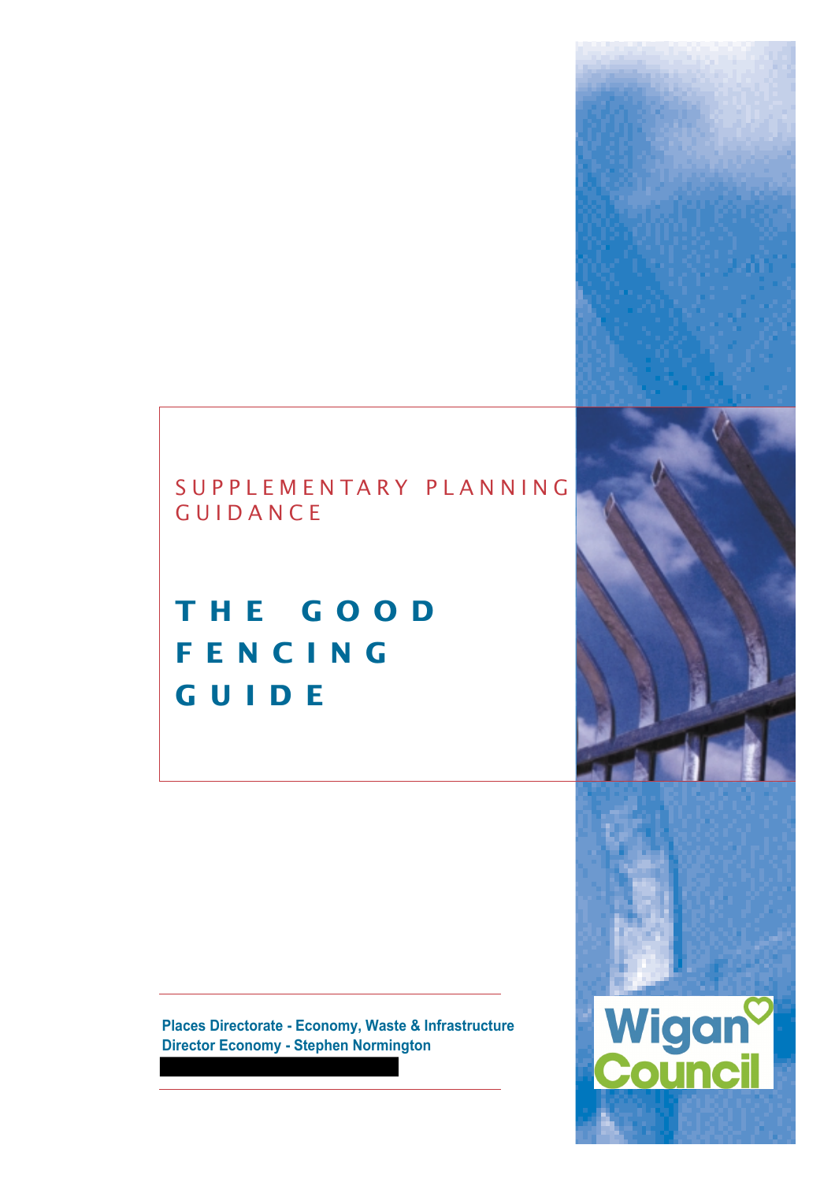SUPPLEMENTARY PLANNING GUIDANCE

# THE GOOD FENCING GUIDE

**Places Directorate - Economy, Waste & Infrastructure**
**Director Economy - Stephen Normington**

Wigan Council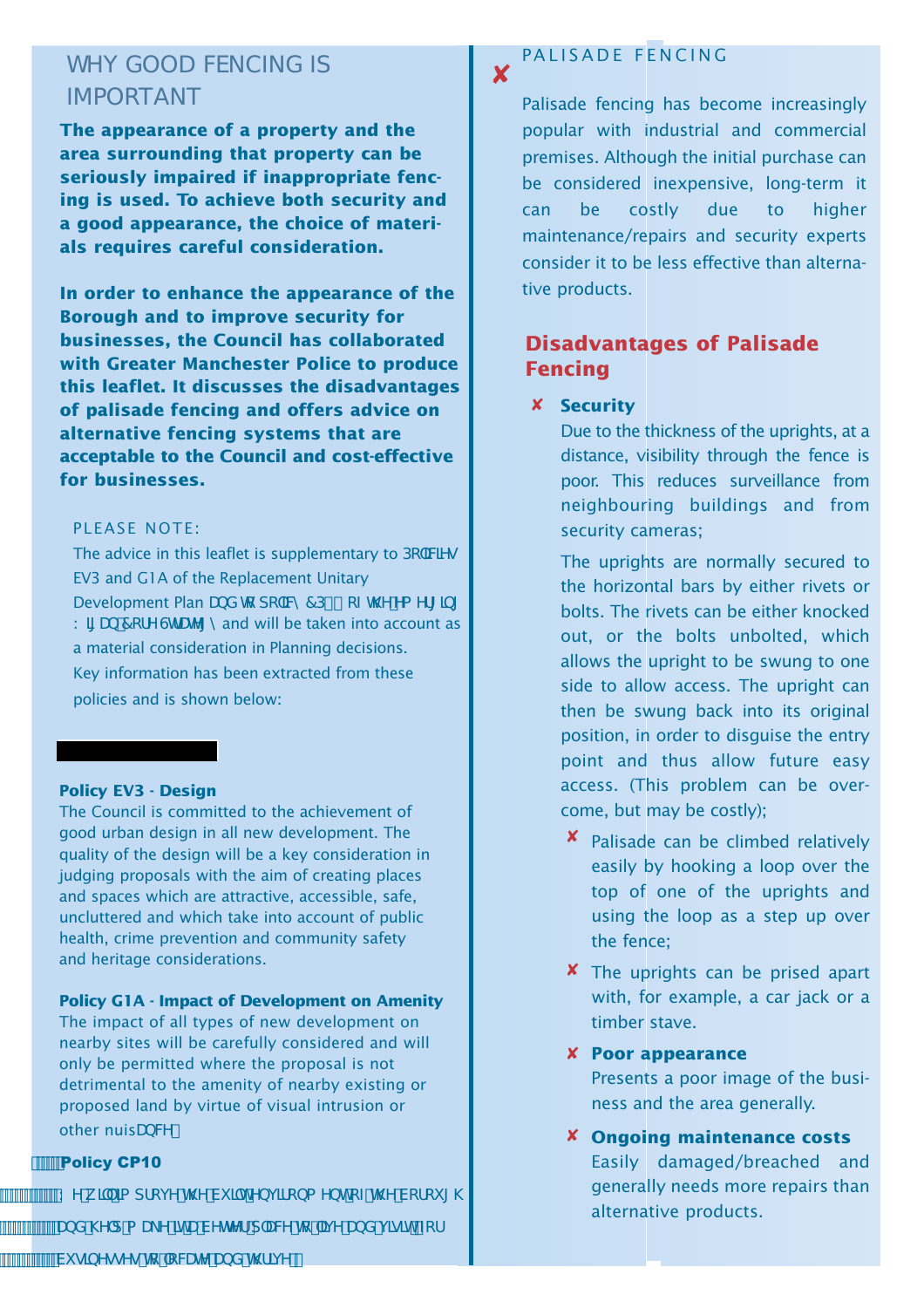## WHY GOOD FENCING IS IMPORTANT

**The appearance of a property and the area surrounding that property can be seriously impaired if inappropriate fencing is used. To achieve both security and a good appearance, the choice of materials requires careful consideration.**

**In order to enhance the appearance of the Borough and to improve security for businesses, the Council has collaborated with Greater Manchester Police to produce this leaflet. It discusses the disadvantages of palisade fencing and offers advice on alternative fencing systems that are acceptable to the Council and cost-effective for businesses.**

PLEASE NOTE:

The advice in this leaflet is supplementary to Policies EV3 and G1A of the Replacement Unitary Development Plan and to policy CP10 of the emerging Wigan Core Strategy and will be taken into account as a material consideration in Planning decisions. Key information has been extracted from these policies and is shown below:

**Policy EV3 - Design**
The Council is committed to the achievement of good urban design in all new development. The quality of the design will be a key consideration in judging proposals with the aim of creating places and spaces which are attractive, accessible, safe, uncluttered and which take into account of public health, crime prevention and community safety and heritage considerations.

**Policy G1A - Impact of Development on Amenity**
The impact of all types of new development on nearby sites will be carefully considered and will only be permitted where the proposal is not detrimental to the amenity of nearby existing or proposed land by virtue of visual intrusion or other nuisance.

**Policy CP10**
We will improve the built environment of the borough and help make it a better place to live and visit for businesses to locate and thrive.

## PALISADE FENCING

Palisade fencing has become increasingly popular with industrial and commercial premises. Although the initial purchase can be considered inexpensive, long-term it can be costly due to higher maintenance/repairs and security experts consider it to be less effective than alternative products.

### Disadvantages of Palisade Fencing

- ✘ **Security**
  Due to the thickness of the uprights, at a distance, visibility through the fence is poor. This reduces surveillance from neighbouring buildings and from security cameras;

  The uprights are normally secured to the horizontal bars by either rivets or bolts. The rivets can be either knocked out, or the bolts unbolted, which allows the upright to be swung to one side to allow access. The upright can then be swung back into its original position, in order to disguise the entry point and thus allow future easy access. (This problem can be overcome, but may be costly);

  - ✘ Palisade can be climbed relatively easily by hooking a loop over the top of one of the uprights and using the loop as a step up over the fence;
  - ✘ The uprights can be prised apart with, for example, a car jack or a timber stave.
  - ✘ **Poor appearance**
    Presents a poor image of the business and the area generally.
  - ✘ **Ongoing maintenance costs**
    Easily damaged/breached and generally needs more repairs than alternative products.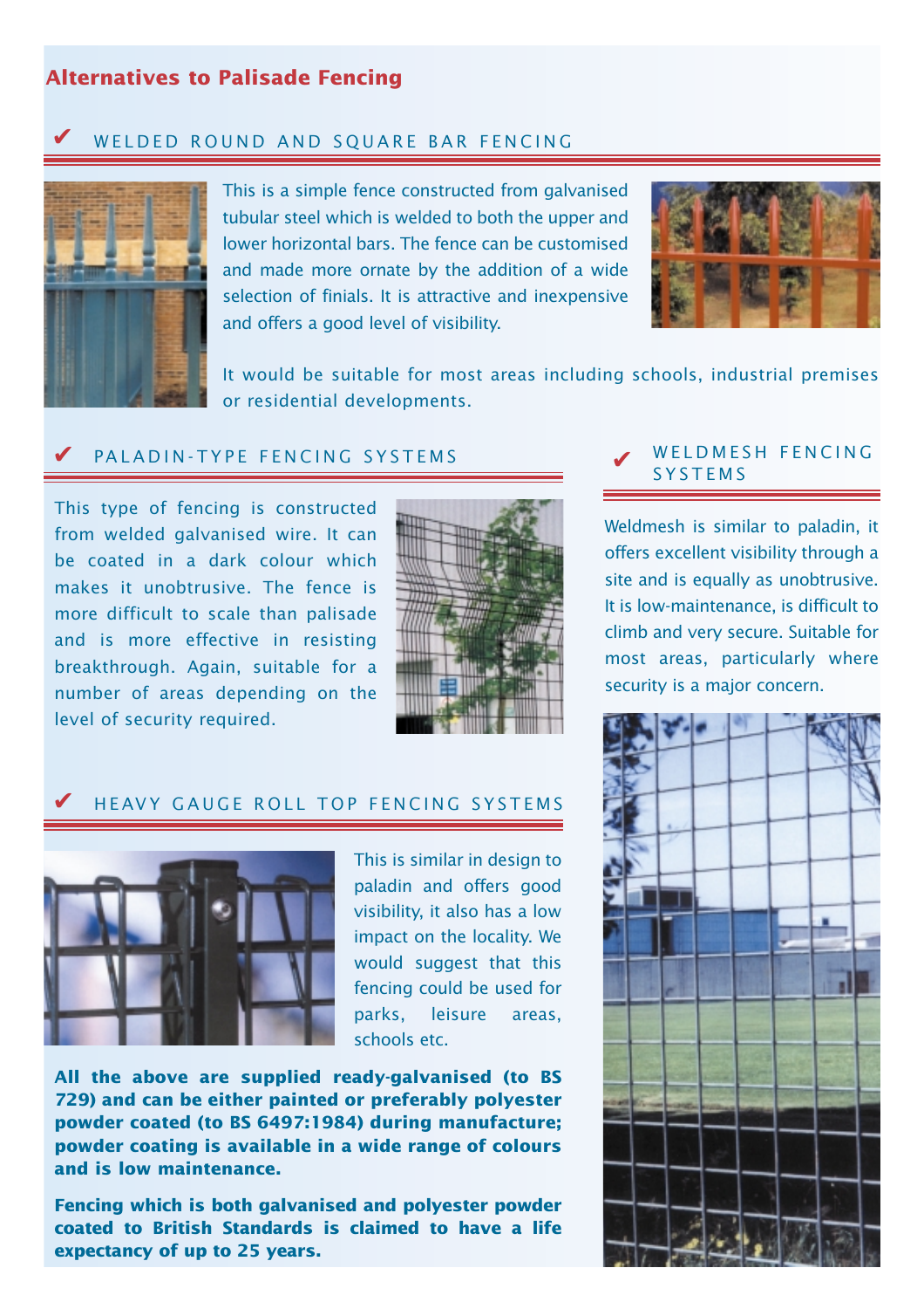## Alternatives to Palisade Fencing

### ✔ WELDED ROUND AND SQUARE BAR FENCING

This is a simple fence constructed from galvanised tubular steel which is welded to both the upper and lower horizontal bars. The fence can be customised and made more ornate by the addition of a wide selection of finials. It is attractive and inexpensive and offers a good level of visibility.

It would be suitable for most areas including schools, industrial premises or residential developments.

### ✔ PALADIN-TYPE FENCING SYSTEMS

This type of fencing is constructed from welded galvanised wire. It can be coated in a dark colour which makes it unobtrusive. The fence is more difficult to scale than palisade and is more effective in resisting breakthrough. Again, suitable for a number of areas depending on the level of security required.

### ✔ HEAVY GAUGE ROLL TOP FENCING SYSTEMS

This is similar in design to paladin and offers good visibility, it also has a low impact on the locality. We would suggest that this fencing could be used for parks, leisure areas, schools etc.

**All the above are supplied ready-galvanised (to BS 729) and can be either painted or preferably polyester powder coated (to BS 6497:1984) during manufacture; powder coating is available in a wide range of colours and is low maintenance.**

**Fencing which is both galvanised and polyester powder coated to British Standards is claimed to have a life expectancy of up to 25 years.**

### ✔ WELDMESH FENCING SYSTEMS

Weldmesh is similar to paladin, it offers excellent visibility through a site and is equally as unobtrusive. It is low-maintenance, is difficult to climb and very secure. Suitable for most areas, particularly where security is a major concern.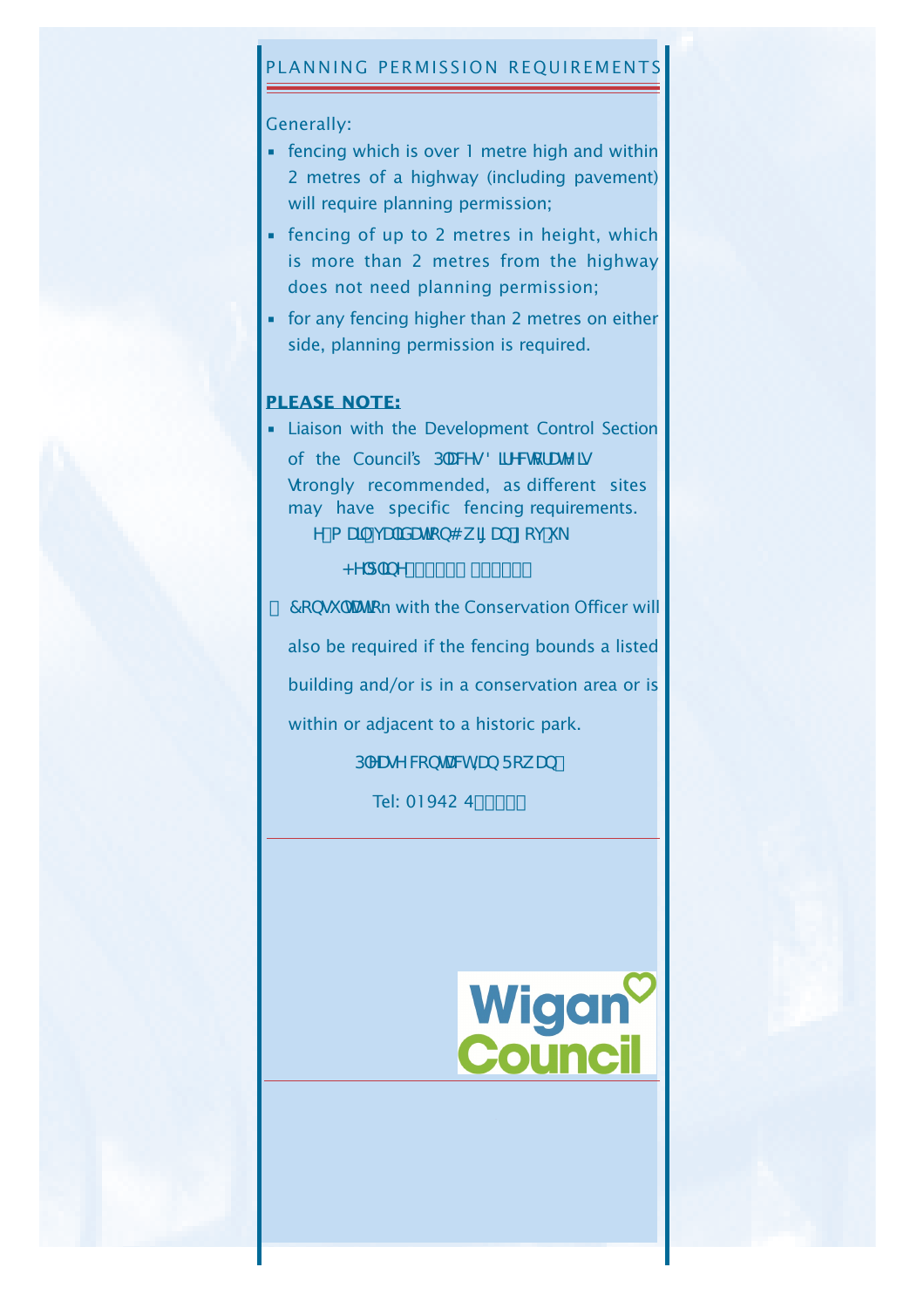## PLANNING PERMISSION REQUIREMENTS

Generally:

- fencing which is over 1 metre high and within 2 metres of a highway (including pavement) will require planning permission;
- fencing of up to 2 metres in height, which is more than 2 metres from the highway does not need planning permission;
- for any fencing higher than 2 metres on either side, planning permission is required.

**PLEASE NOTE:**

- Liaison with the Development Control Section of the Council's 3ODFHV 'LUHFWRUDWH LV Vtrongly recommended, as different sites may have specific fencing requirements.

  HPDLOYDOGDWLRQ#ZLJDQJRYXN

  +HOSOLQH

- &RQVXOWDWLRn with the Conservation Officer will also be required if the fencing bounds a listed building and/or is in a conservation area or is within or adjacent to a historic park.

  3OHDVH FRQWDFW,DQ 5RZDQ

  Tel: 01942 4

Wigan Council